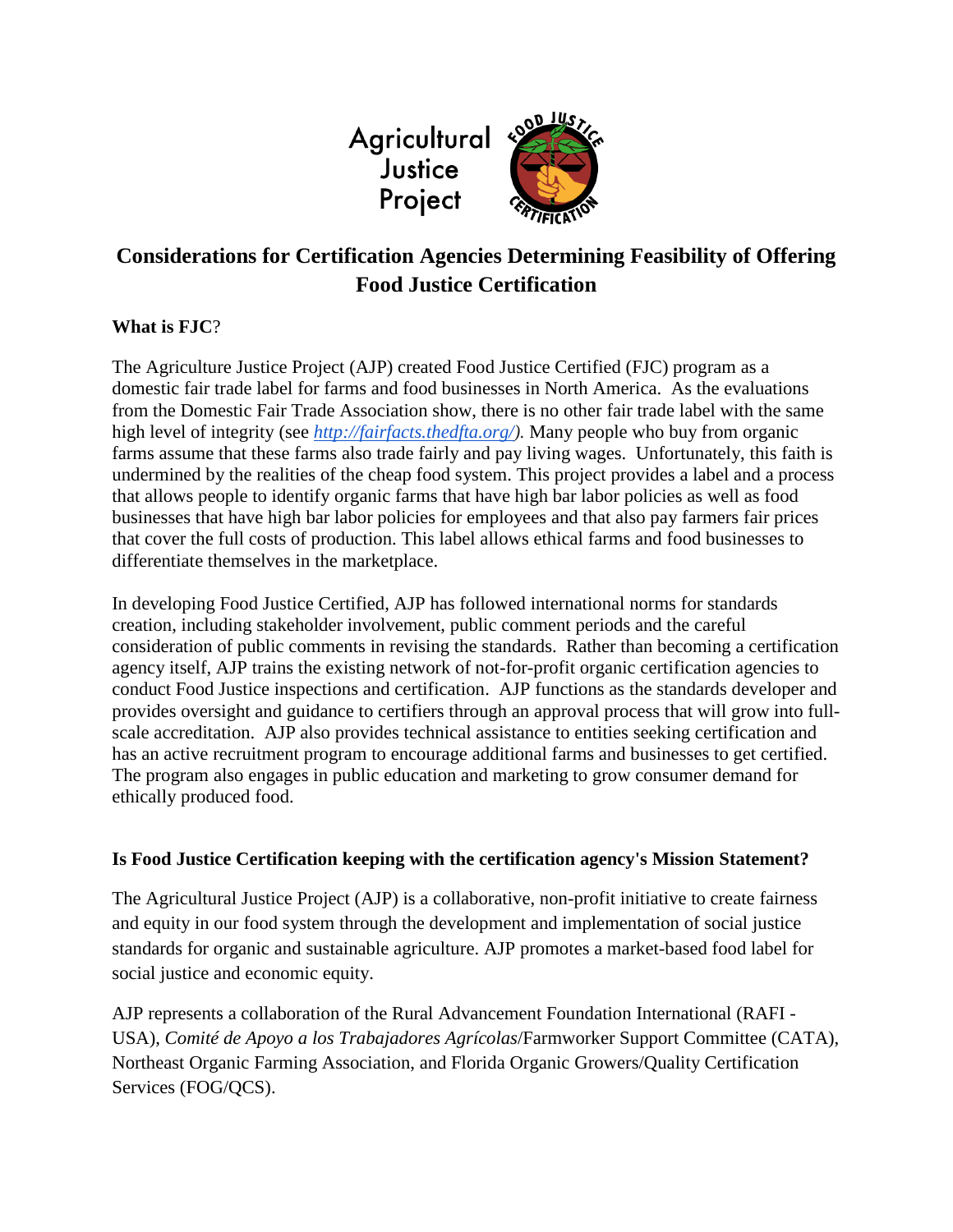Agricultural Justice Project

# Considerations for Certification Agencies Determining Feasibility of Offering Food Justice Certification

**What is FJC**?

The Agriculture Justice Project (AJP) created Food Justice Certified (FJC) program as a domestic fair trade label for farms and food businesses in North America. As the evaluations from the Domestic Fair Trade Association show, there is no other fair trade label with the same high level of integrity (see *[http://fairfacts.thedfta.org/](http://fairfacts.thedfta.org/))*. Many people who buy from organic farms assume that these farms also trade fairly and pay living wages. Unfortunately, this faith is undermined by the realities of the cheap food system. This project provides a label and a process that allows people to identify organic farms that have high bar labor policies as well as food businesses that have high bar labor policies for employees and that also pay farmers fair prices that cover the full costs of production. This label allows ethical farms and food businesses to differentiate themselves in the marketplace.

In developing Food Justice Certified, AJP has followed international norms for standards creation, including stakeholder involvement, public comment periods and the careful consideration of public comments in revising the standards. Rather than becoming a certification agency itself, AJP trains the existing network of not-for-profit organic certification agencies to conduct Food Justice inspections and certification. AJP functions as the standards developer and provides oversight and guidance to certifiers through an approval process that will grow into full-scale accreditation. AJP also provides technical assistance to entities seeking certification and has an active recruitment program to encourage additional farms and businesses to get certified. The program also engages in public education and marketing to grow consumer demand for ethically produced food.

**Is Food Justice Certification keeping with the certification agency's Mission Statement?**

The Agricultural Justice Project (AJP) is a collaborative, non-profit initiative to create fairness and equity in our food system through the development and implementation of social justice standards for organic and sustainable agriculture. AJP promotes a market-based food label for social justice and economic equity.

AJP represents a collaboration of the Rural Advancement Foundation International (RAFI - USA), *Comité de Apoyo a los Trabajadores Agrícolas*/Farmworker Support Committee (CATA), Northeast Organic Farming Association, and Florida Organic Growers/Quality Certification Services (FOG/QCS).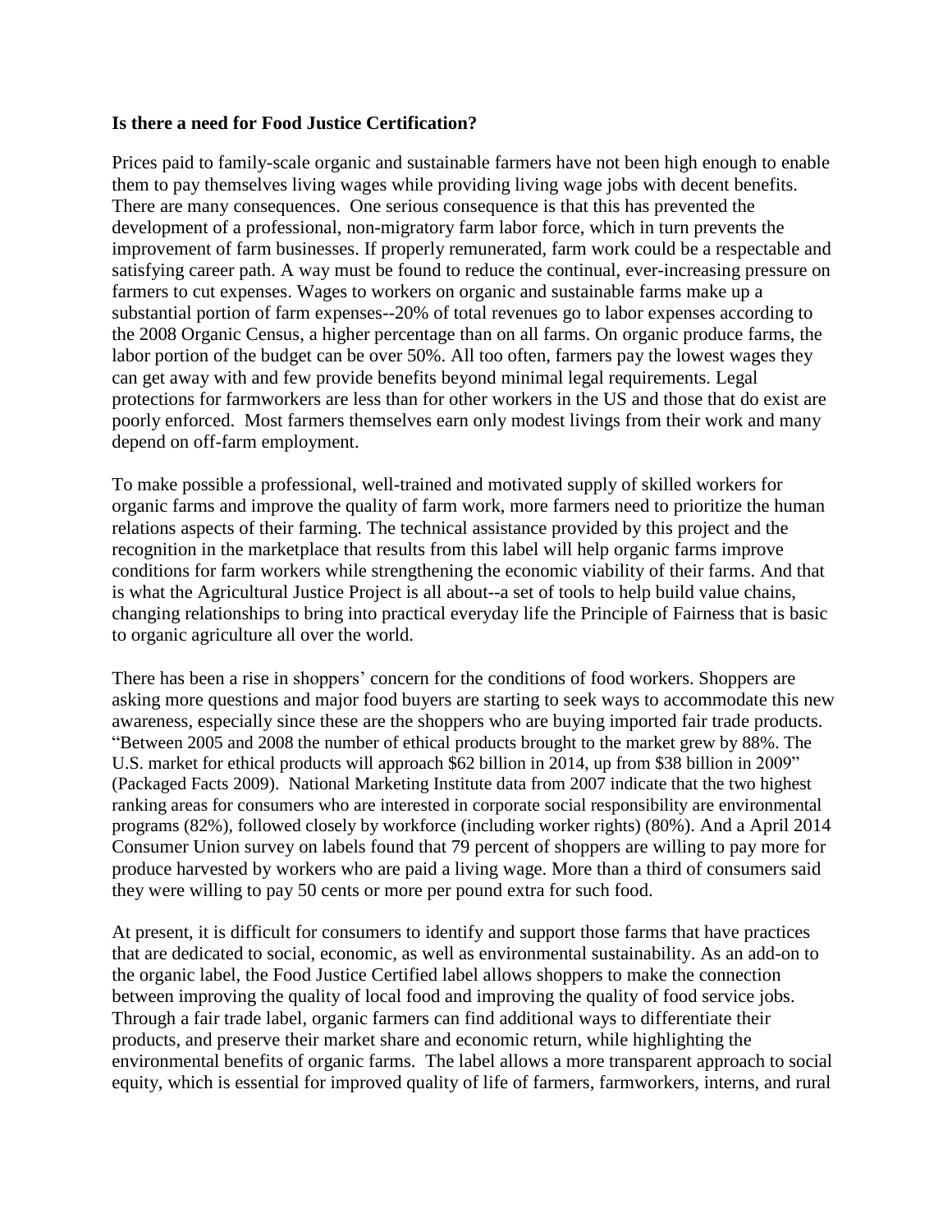**Is there a need for Food Justice Certification?**

Prices paid to family-scale organic and sustainable farmers have not been high enough to enable them to pay themselves living wages while providing living wage jobs with decent benefits. There are many consequences. One serious consequence is that this has prevented the development of a professional, non-migratory farm labor force, which in turn prevents the improvement of farm businesses. If properly remunerated, farm work could be a respectable and satisfying career path. A way must be found to reduce the continual, ever-increasing pressure on farmers to cut expenses. Wages to workers on organic and sustainable farms make up a substantial portion of farm expenses--20% of total revenues go to labor expenses according to the 2008 Organic Census, a higher percentage than on all farms. On organic produce farms, the labor portion of the budget can be over 50%. All too often, farmers pay the lowest wages they can get away with and few provide benefits beyond minimal legal requirements. Legal protections for farmworkers are less than for other workers in the US and those that do exist are poorly enforced. Most farmers themselves earn only modest livings from their work and many depend on off-farm employment.

To make possible a professional, well-trained and motivated supply of skilled workers for organic farms and improve the quality of farm work, more farmers need to prioritize the human relations aspects of their farming. The technical assistance provided by this project and the recognition in the marketplace that results from this label will help organic farms improve conditions for farm workers while strengthening the economic viability of their farms. And that is what the Agricultural Justice Project is all about--a set of tools to help build value chains, changing relationships to bring into practical everyday life the Principle of Fairness that is basic to organic agriculture all over the world.

There has been a rise in shoppers' concern for the conditions of food workers. Shoppers are asking more questions and major food buyers are starting to seek ways to accommodate this new awareness, especially since these are the shoppers who are buying imported fair trade products. "Between 2005 and 2008 the number of ethical products brought to the market grew by 88%. The U.S. market for ethical products will approach $62 billion in 2014, up from $38 billion in 2009" (Packaged Facts 2009). National Marketing Institute data from 2007 indicate that the two highest ranking areas for consumers who are interested in corporate social responsibility are environmental programs (82%), followed closely by workforce (including worker rights) (80%). And a April 2014 Consumer Union survey on labels found that 79 percent of shoppers are willing to pay more for produce harvested by workers who are paid a living wage. More than a third of consumers said they were willing to pay 50 cents or more per pound extra for such food.

At present, it is difficult for consumers to identify and support those farms that have practices that are dedicated to social, economic, as well as environmental sustainability. As an add-on to the organic label, the Food Justice Certified label allows shoppers to make the connection between improving the quality of local food and improving the quality of food service jobs. Through a fair trade label, organic farmers can find additional ways to differentiate their products, and preserve their market share and economic return, while highlighting the environmental benefits of organic farms. The label allows a more transparent approach to social equity, which is essential for improved quality of life of farmers, farmworkers, interns, and rural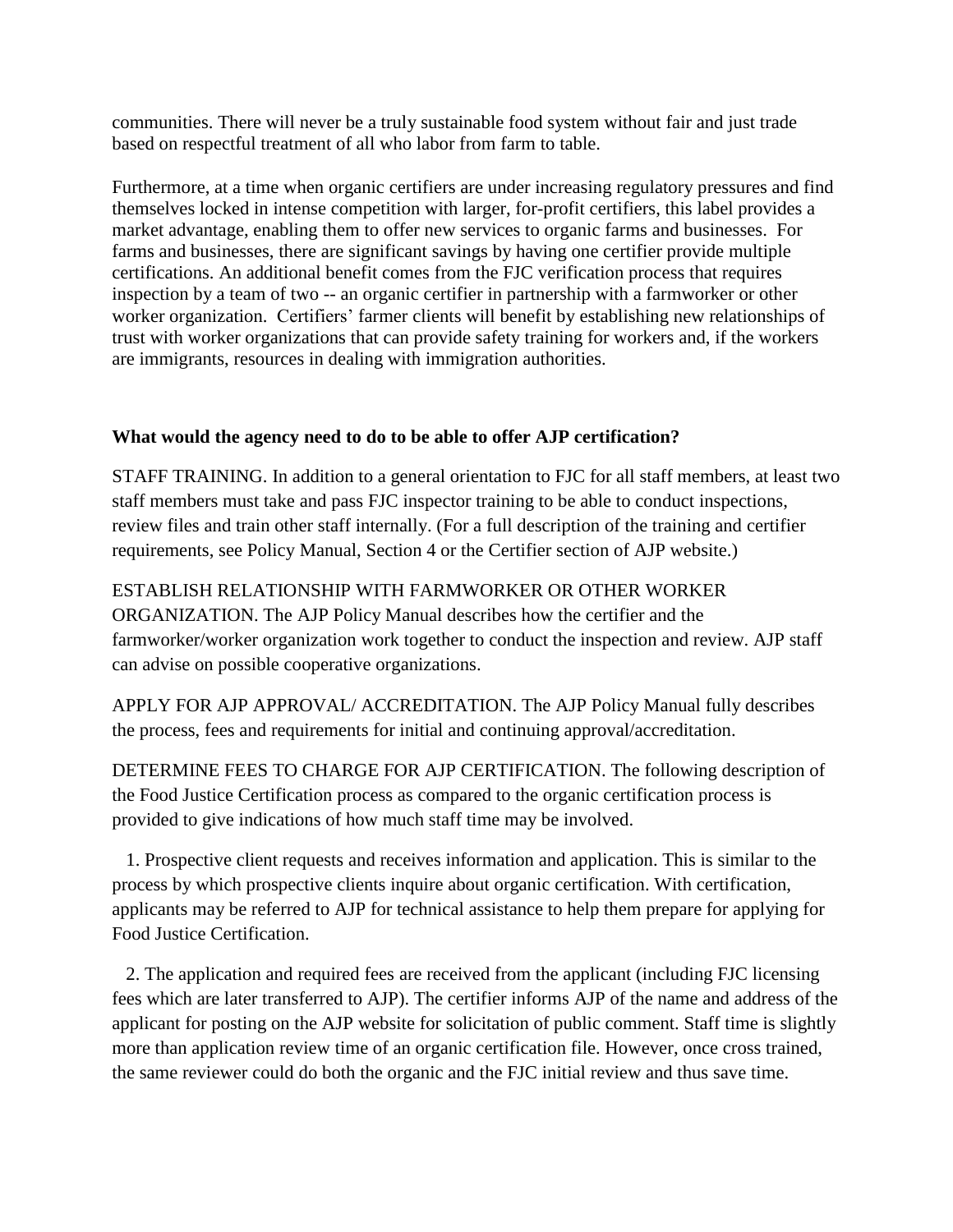communities. There will never be a truly sustainable food system without fair and just trade based on respectful treatment of all who labor from farm to table.

Furthermore, at a time when organic certifiers are under increasing regulatory pressures and find themselves locked in intense competition with larger, for-profit certifiers, this label provides a market advantage, enabling them to offer new services to organic farms and businesses. For farms and businesses, there are significant savings by having one certifier provide multiple certifications. An additional benefit comes from the FJC verification process that requires inspection by a team of two -- an organic certifier in partnership with a farmworker or other worker organization. Certifiers' farmer clients will benefit by establishing new relationships of trust with worker organizations that can provide safety training for workers and, if the workers are immigrants, resources in dealing with immigration authorities.

**What would the agency need to do to be able to offer AJP certification?**

STAFF TRAINING. In addition to a general orientation to FJC for all staff members, at least two staff members must take and pass FJC inspector training to be able to conduct inspections, review files and train other staff internally. (For a full description of the training and certifier requirements, see Policy Manual, Section 4 or the Certifier section of AJP website.)

ESTABLISH RELATIONSHIP WITH FARMWORKER OR OTHER WORKER ORGANIZATION. The AJP Policy Manual describes how the certifier and the farmworker/worker organization work together to conduct the inspection and review. AJP staff can advise on possible cooperative organizations.

APPLY FOR AJP APPROVAL/ ACCREDITATION. The AJP Policy Manual fully describes the process, fees and requirements for initial and continuing approval/accreditation.

DETERMINE FEES TO CHARGE FOR AJP CERTIFICATION. The following description of the Food Justice Certification process as compared to the organic certification process is provided to give indications of how much staff time may be involved.

1. Prospective client requests and receives information and application. This is similar to the process by which prospective clients inquire about organic certification. With certification, applicants may be referred to AJP for technical assistance to help them prepare for applying for Food Justice Certification.

2. The application and required fees are received from the applicant (including FJC licensing fees which are later transferred to AJP). The certifier informs AJP of the name and address of the applicant for posting on the AJP website for solicitation of public comment. Staff time is slightly more than application review time of an organic certification file. However, once cross trained, the same reviewer could do both the organic and the FJC initial review and thus save time.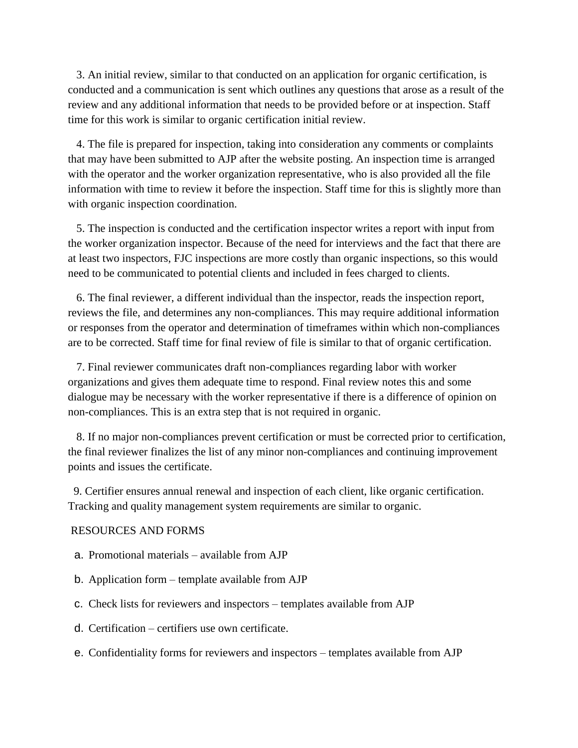3. An initial review, similar to that conducted on an application for organic certification, is conducted and a communication is sent which outlines any questions that arose as a result of the review and any additional information that needs to be provided before or at inspection. Staff time for this work is similar to organic certification initial review.

4. The file is prepared for inspection, taking into consideration any comments or complaints that may have been submitted to AJP after the website posting. An inspection time is arranged with the operator and the worker organization representative, who is also provided all the file information with time to review it before the inspection. Staff time for this is slightly more than with organic inspection coordination.

5. The inspection is conducted and the certification inspector writes a report with input from the worker organization inspector. Because of the need for interviews and the fact that there are at least two inspectors, FJC inspections are more costly than organic inspections, so this would need to be communicated to potential clients and included in fees charged to clients.

6. The final reviewer, a different individual than the inspector, reads the inspection report, reviews the file, and determines any non-compliances. This may require additional information or responses from the operator and determination of timeframes within which non-compliances are to be corrected. Staff time for final review of file is similar to that of organic certification.

7. Final reviewer communicates draft non-compliances regarding labor with worker organizations and gives them adequate time to respond. Final review notes this and some dialogue may be necessary with the worker representative if there is a difference of opinion on non-compliances. This is an extra step that is not required in organic.

8. If no major non-compliances prevent certification or must be corrected prior to certification, the final reviewer finalizes the list of any minor non-compliances and continuing improvement points and issues the certificate.

9. Certifier ensures annual renewal and inspection of each client, like organic certification. Tracking and quality management system requirements are similar to organic.

RESOURCES AND FORMS

a. Promotional materials – available from AJP

b. Application form – template available from AJP

c. Check lists for reviewers and inspectors – templates available from AJP

d. Certification – certifiers use own certificate.

e. Confidentiality forms for reviewers and inspectors – templates available from AJP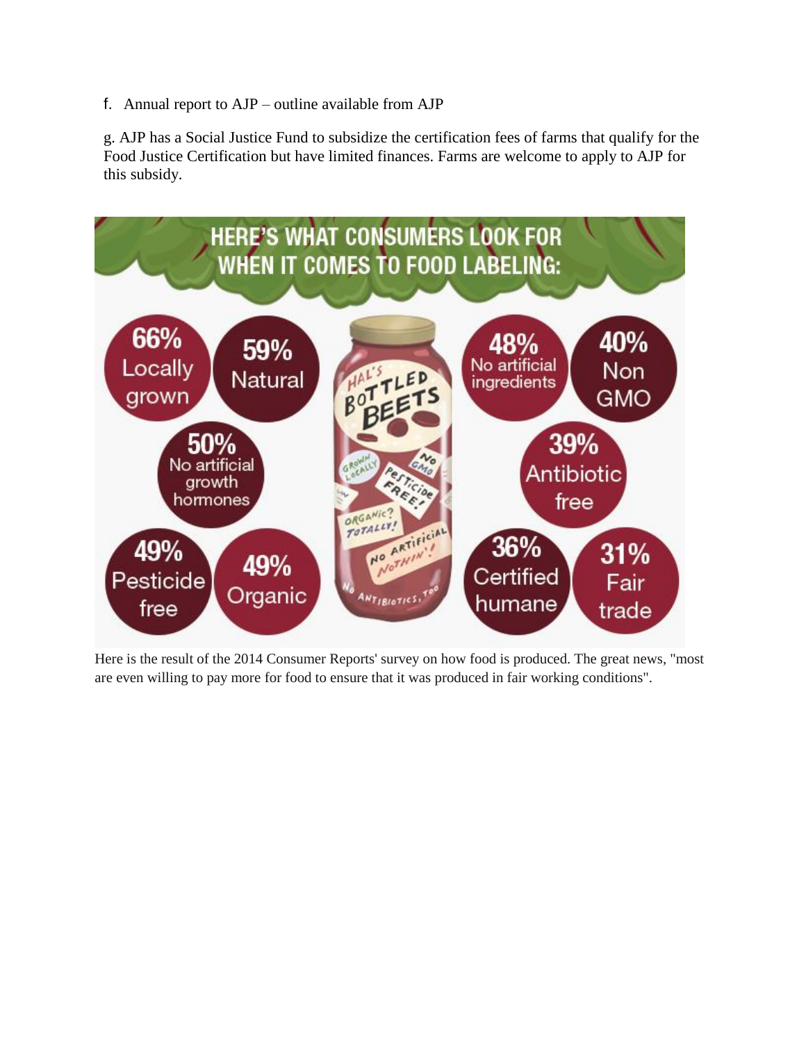f. Annual report to AJP – outline available from AJP

g. AJP has a Social Justice Fund to subsidize the certification fees of farms that qualify for the Food Justice Certification but have limited finances. Farms are welcome to apply to AJP for this subsidy.

HERE'S WHAT CONSUMERS LOOK FOR WHEN IT COMES TO FOOD LABELING:

66% Locally grown

59% Natural

50% No artificial growth hormones

49% Pesticide free

49% Organic

48% No artificial ingredients

40% Non GMO

39% Antibiotic free

36% Certified humane

31% Fair trade

HAL'S BOTTLED BEETS

GROWN LOCALLY

NO GMO

PESTICIDE FREE!

ORGANIC? TOTALLY!

NO ARTIFICIAL NOTHIN'!

NO ANTIBIOTICS, TOO

Here is the result of the 2014 Consumer Reports' survey on how food is produced. The great news, "most are even willing to pay more for food to ensure that it was produced in fair working conditions".